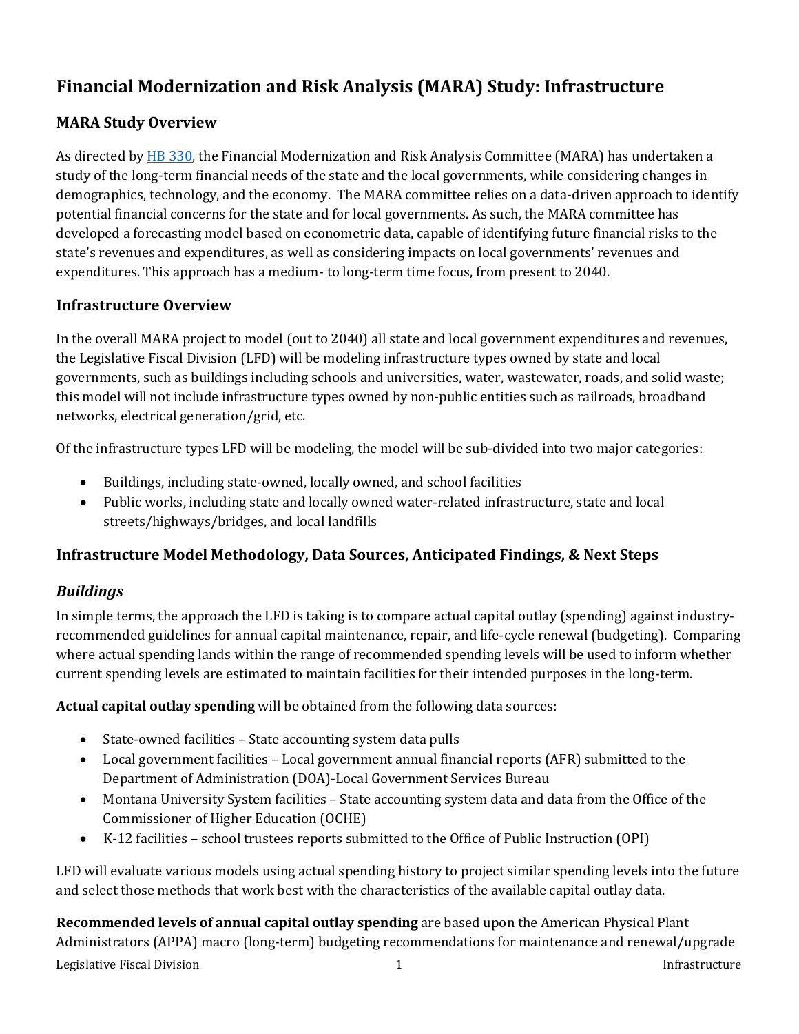# Financial Modernization and Risk Analysis (MARA) Study: Infrastructure

## MARA Study Overview

As directed by [HB 330](), the Financial Modernization and Risk Analysis Committee (MARA) has undertaken a study of the long-term financial needs of the state and the local governments, while considering changes in demographics, technology, and the economy. The MARA committee relies on a data-driven approach to identify potential financial concerns for the state and for local governments. As such, the MARA committee has developed a forecasting model based on econometric data, capable of identifying future financial risks to the state's revenues and expenditures, as well as considering impacts on local governments' revenues and expenditures. This approach has a medium- to long-term time focus, from present to 2040.

## Infrastructure Overview

In the overall MARA project to model (out to 2040) all state and local government expenditures and revenues, the Legislative Fiscal Division (LFD) will be modeling infrastructure types owned by state and local governments, such as buildings including schools and universities, water, wastewater, roads, and solid waste; this model will not include infrastructure types owned by non-public entities such as railroads, broadband networks, electrical generation/grid, etc.

Of the infrastructure types LFD will be modeling, the model will be sub-divided into two major categories:

- Buildings, including state-owned, locally owned, and school facilities
- Public works, including state and locally owned water-related infrastructure, state and local streets/highways/bridges, and local landfills

## Infrastructure Model Methodology, Data Sources, Anticipated Findings, & Next Steps

### *Buildings*

In simple terms, the approach the LFD is taking is to compare actual capital outlay (spending) against industry-recommended guidelines for annual capital maintenance, repair, and life-cycle renewal (budgeting). Comparing where actual spending lands within the range of recommended spending levels will be used to inform whether current spending levels are estimated to maintain facilities for their intended purposes in the long-term.

**Actual capital outlay spending** will be obtained from the following data sources:

- State-owned facilities – State accounting system data pulls
- Local government facilities – Local government annual financial reports (AFR) submitted to the Department of Administration (DOA)-Local Government Services Bureau
- Montana University System facilities – State accounting system data and data from the Office of the Commissioner of Higher Education (OCHE)
- K-12 facilities – school trustees reports submitted to the Office of Public Instruction (OPI)

LFD will evaluate various models using actual spending history to project similar spending levels into the future and select those methods that work best with the characteristics of the available capital outlay data.

**Recommended levels of annual capital outlay spending** are based upon the American Physical Plant Administrators (APPA) macro (long-term) budgeting recommendations for maintenance and renewal/upgrade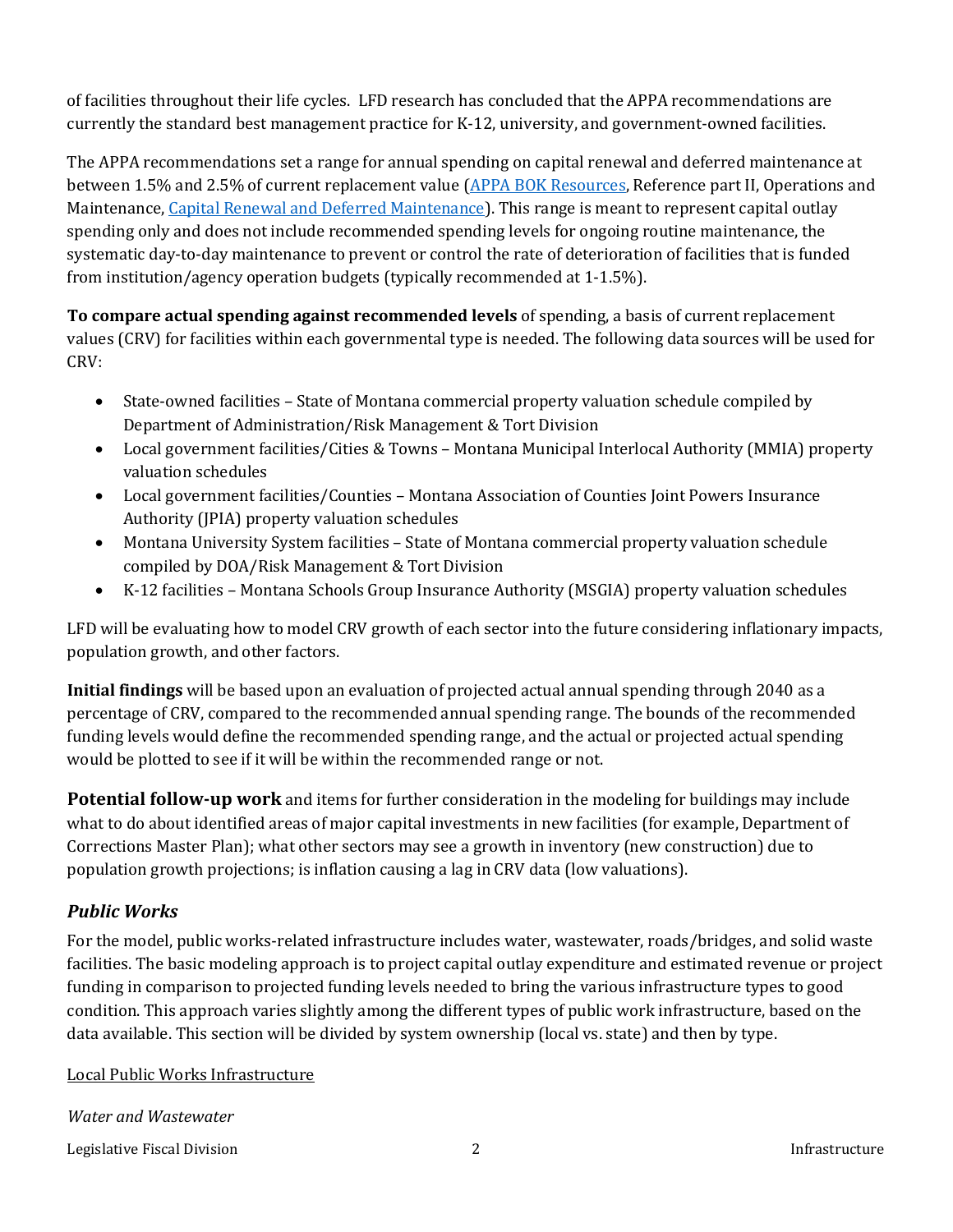of facilities throughout their life cycles. LFD research has concluded that the APPA recommendations are currently the standard best management practice for K-12, university, and government-owned facilities.

The APPA recommendations set a range for annual spending on capital renewal and deferred maintenance at between 1.5% and 2.5% of current replacement value ([APPA BOK Resources](), Reference part II, Operations and Maintenance, [Capital Renewal and Deferred Maintenance]()). This range is meant to represent capital outlay spending only and does not include recommended spending levels for ongoing routine maintenance, the systematic day-to-day maintenance to prevent or control the rate of deterioration of facilities that is funded from institution/agency operation budgets (typically recommended at 1-1.5%).

**To compare actual spending against recommended levels** of spending, a basis of current replacement values (CRV) for facilities within each governmental type is needed. The following data sources will be used for CRV:

- State-owned facilities – State of Montana commercial property valuation schedule compiled by Department of Administration/Risk Management & Tort Division
- Local government facilities/Cities & Towns – Montana Municipal Interlocal Authority (MMIA) property valuation schedules
- Local government facilities/Counties – Montana Association of Counties Joint Powers Insurance Authority (JPIA) property valuation schedules
- Montana University System facilities – State of Montana commercial property valuation schedule compiled by DOA/Risk Management & Tort Division
- K-12 facilities – Montana Schools Group Insurance Authority (MSGIA) property valuation schedules

LFD will be evaluating how to model CRV growth of each sector into the future considering inflationary impacts, population growth, and other factors.

**Initial findings** will be based upon an evaluation of projected actual annual spending through 2040 as a percentage of CRV, compared to the recommended annual spending range. The bounds of the recommended funding levels would define the recommended spending range, and the actual or projected actual spending would be plotted to see if it will be within the recommended range or not.

**Potential follow-up work** and items for further consideration in the modeling for buildings may include what to do about identified areas of major capital investments in new facilities (for example, Department of Corrections Master Plan); what other sectors may see a growth in inventory (new construction) due to population growth projections; is inflation causing a lag in CRV data (low valuations).

### *Public Works*

For the model, public works-related infrastructure includes water, wastewater, roads/bridges, and solid waste facilities. The basic modeling approach is to project capital outlay expenditure and estimated revenue or project funding in comparison to projected funding levels needed to bring the various infrastructure types to good condition. This approach varies slightly among the different types of public work infrastructure, based on the data available. This section will be divided by system ownership (local vs. state) and then by type.

Local Public Works Infrastructure

*Water and Wastewater*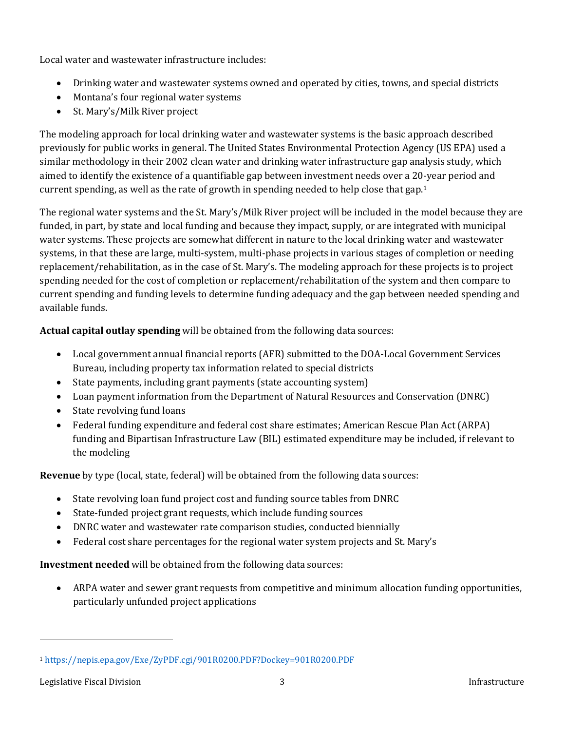Local water and wastewater infrastructure includes:

- Drinking water and wastewater systems owned and operated by cities, towns, and special districts
- Montana's four regional water systems
- St. Mary's/Milk River project

The modeling approach for local drinking water and wastewater systems is the basic approach described previously for public works in general. The United States Environmental Protection Agency (US EPA) used a similar methodology in their 2002 clean water and drinking water infrastructure gap analysis study, which aimed to identify the existence of a quantifiable gap between investment needs over a 20-year period and current spending, as well as the rate of growth in spending needed to help close that gap.[1]

The regional water systems and the St. Mary's/Milk River project will be included in the model because they are funded, in part, by state and local funding and because they impact, supply, or are integrated with municipal water systems. These projects are somewhat different in nature to the local drinking water and wastewater systems, in that these are large, multi-system, multi-phase projects in various stages of completion or needing replacement/rehabilitation, as in the case of St. Mary's. The modeling approach for these projects is to project spending needed for the cost of completion or replacement/rehabilitation of the system and then compare to current spending and funding levels to determine funding adequacy and the gap between needed spending and available funds.

**Actual capital outlay spending** will be obtained from the following data sources:

- Local government annual financial reports (AFR) submitted to the DOA-Local Government Services Bureau, including property tax information related to special districts
- State payments, including grant payments (state accounting system)
- Loan payment information from the Department of Natural Resources and Conservation (DNRC)
- State revolving fund loans
- Federal funding expenditure and federal cost share estimates; American Rescue Plan Act (ARPA) funding and Bipartisan Infrastructure Law (BIL) estimated expenditure may be included, if relevant to the modeling

**Revenue** by type (local, state, federal) will be obtained from the following data sources:

- State revolving loan fund project cost and funding source tables from DNRC
- State-funded project grant requests, which include funding sources
- DNRC water and wastewater rate comparison studies, conducted biennially
- Federal cost share percentages for the regional water system projects and St. Mary's

**Investment needed** will be obtained from the following data sources:

- ARPA water and sewer grant requests from competitive and minimum allocation funding opportunities, particularly unfunded project applications

---

[1] https://nepis.epa.gov/Exe/ZyPDF.cgi/901R0200.PDF?Dockey=901R0200.PDF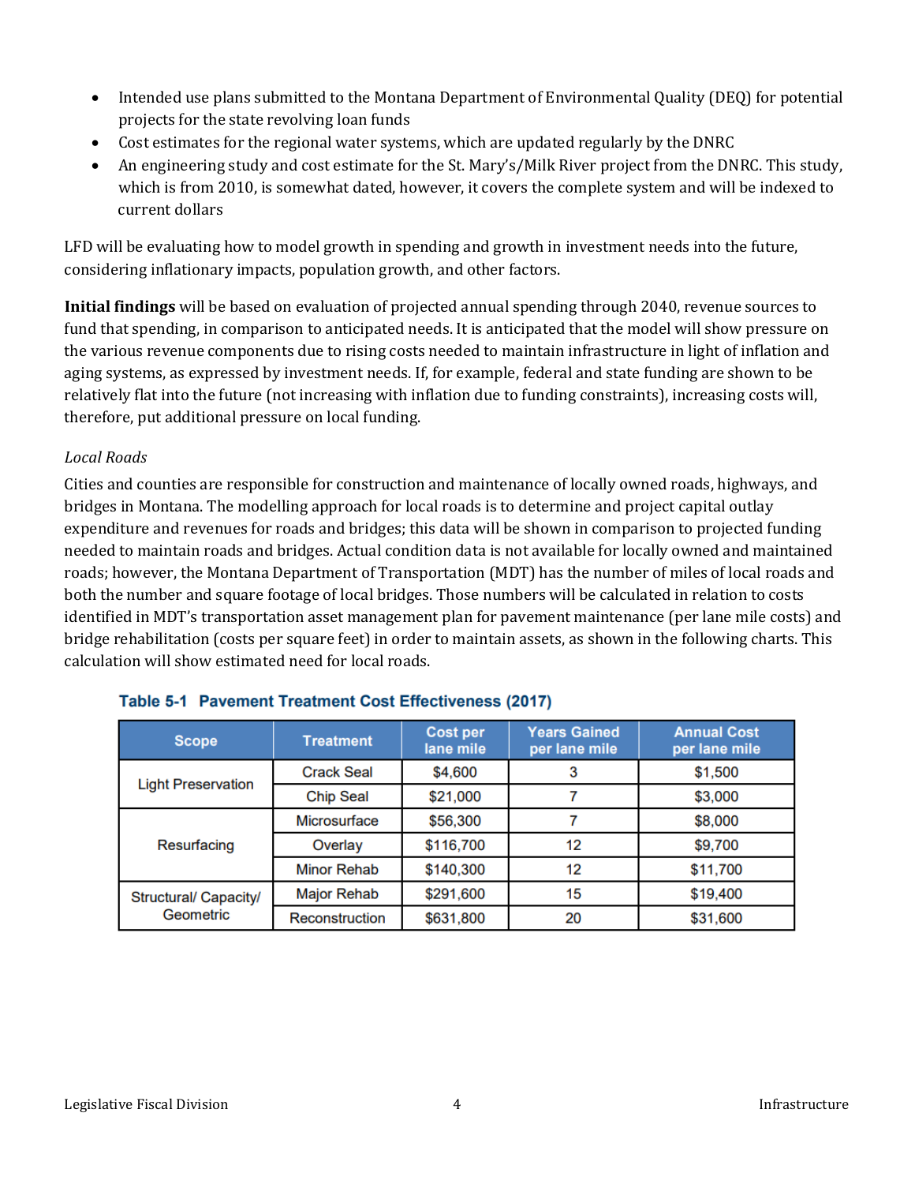- Intended use plans submitted to the Montana Department of Environmental Quality (DEQ) for potential projects for the state revolving loan funds
- Cost estimates for the regional water systems, which are updated regularly by the DNRC
- An engineering study and cost estimate for the St. Mary's/Milk River project from the DNRC. This study, which is from 2010, is somewhat dated, however, it covers the complete system and will be indexed to current dollars

LFD will be evaluating how to model growth in spending and growth in investment needs into the future, considering inflationary impacts, population growth, and other factors.

**Initial findings** will be based on evaluation of projected annual spending through 2040, revenue sources to fund that spending, in comparison to anticipated needs. It is anticipated that the model will show pressure on the various revenue components due to rising costs needed to maintain infrastructure in light of inflation and aging systems, as expressed by investment needs. If, for example, federal and state funding are shown to be relatively flat into the future (not increasing with inflation due to funding constraints), increasing costs will, therefore, put additional pressure on local funding.

*Local Roads*

Cities and counties are responsible for construction and maintenance of locally owned roads, highways, and bridges in Montana. The modelling approach for local roads is to determine and project capital outlay expenditure and revenues for roads and bridges; this data will be shown in comparison to projected funding needed to maintain roads and bridges. Actual condition data is not available for locally owned and maintained roads; however, the Montana Department of Transportation (MDT) has the number of miles of local roads and both the number and square footage of local bridges. Those numbers will be calculated in relation to costs identified in MDT's transportation asset management plan for pavement maintenance (per lane mile costs) and bridge rehabilitation (costs per square feet) in order to maintain assets, as shown in the following charts. This calculation will show estimated need for local roads.

**Table 5-1 Pavement Treatment Cost Effectiveness (2017)**

| Scope | Treatment | Cost per lane mile | Years Gained per lane mile | Annual Cost per lane mile |
|---|---|---|---|---|
| Light Preservation | Crack Seal | $4,600 | 3 | $1,500 |
| | Chip Seal | $21,000 | 7 | $3,000 |
| Resurfacing | Microsurface | $56,300 | 7 | $8,000 |
| | Overlay | $116,700 | 12 | $9,700 |
| | Minor Rehab | $140,300 | 12 | $11,700 |
| Structural/ Capacity/ Geometric | Major Rehab | $291,600 | 15 | $19,400 |
| | Reconstruction | $631,800 | 20 | $31,600 |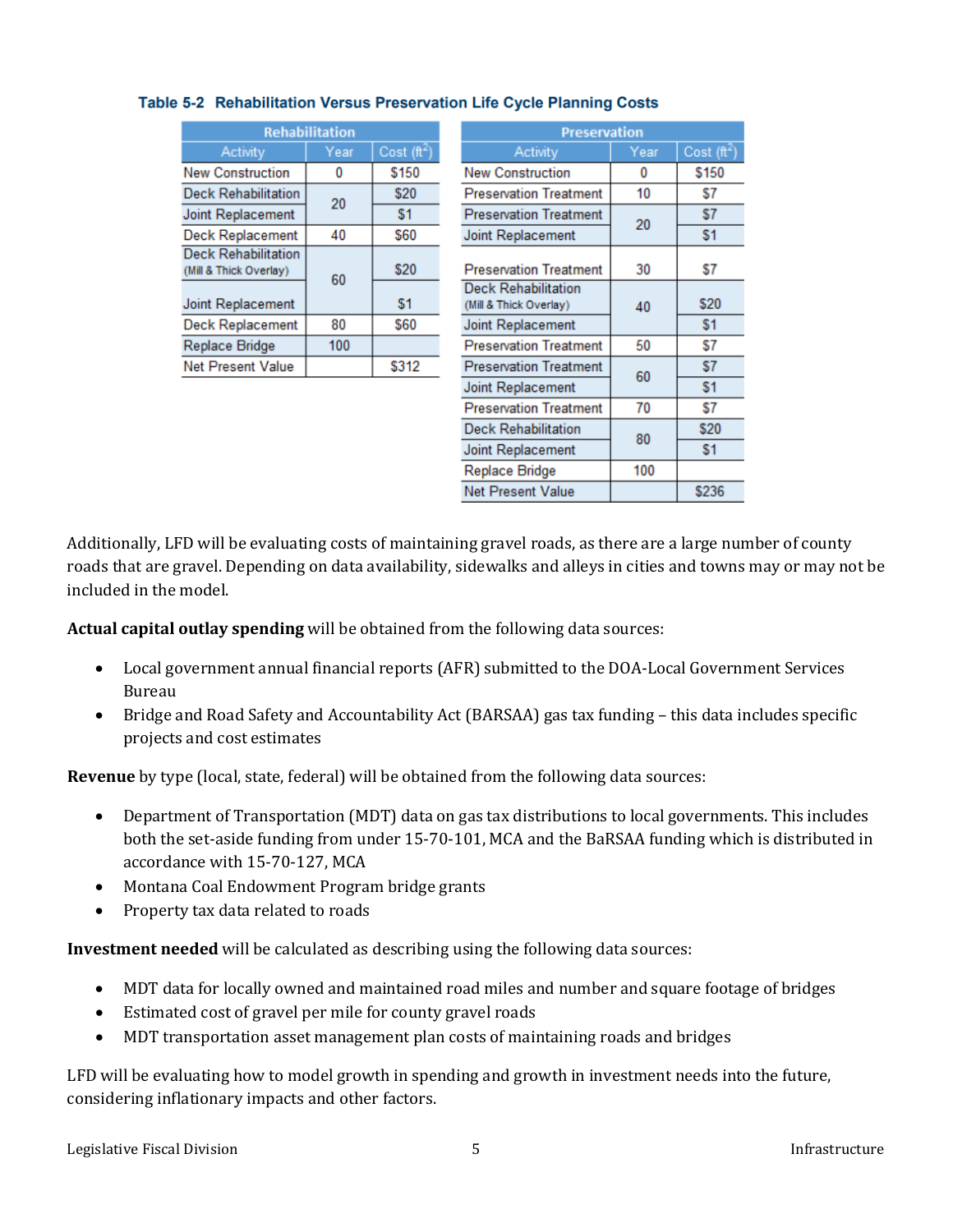**Table 5-2 Rehabilitation Versus Preservation Life Cycle Planning Costs**

| Rehabilitation | | | Preservation | | |
|---|---|---|---|---|---|
| Activity | Year | Cost ($ft^2$) | Activity | Year | Cost ($ft^2$) |
| New Construction | 0 | $150 | New Construction | 0 | $150 |
| Deck Rehabilitation | 20 | $20 | Preservation Treatment | 10 | $7 |
| Joint Replacement | | $1 | Preservation Treatment | 20 | $7 |
| Deck Replacement | 40 | $60 | Joint Replacement | | $1 |
| Deck Rehabilitation (Mill & Thick Overlay) | 60 | $20 | Preservation Treatment | 30 | $7 |
| Joint Replacement | | $1 | Deck Rehabilitation (Mill & Thick Overlay) | 40 | $20 |
| Deck Replacement | 80 | $60 | Joint Replacement | | $1 |
| Replace Bridge | 100 | | Preservation Treatment | 50 | $7 |
| Net Present Value | | $312 | Preservation Treatment | 60 | $7 |
| | | | Joint Replacement | | $1 |
| | | | Preservation Treatment | 70 | $7 |
| | | | Deck Rehabilitation | 80 | $20 |
| | | | Joint Replacement | | $1 |
| | | | Replace Bridge | 100 | |
| | | | Net Present Value | | $236 |

Additionally, LFD will be evaluating costs of maintaining gravel roads, as there are a large number of county roads that are gravel. Depending on data availability, sidewalks and alleys in cities and towns may or may not be included in the model.

**Actual capital outlay spending** will be obtained from the following data sources:

- Local government annual financial reports (AFR) submitted to the DOA-Local Government Services Bureau
- Bridge and Road Safety and Accountability Act (BARSAA) gas tax funding – this data includes specific projects and cost estimates

**Revenue** by type (local, state, federal) will be obtained from the following data sources:

- Department of Transportation (MDT) data on gas tax distributions to local governments. This includes both the set-aside funding from under 15-70-101, MCA and the BaRSAA funding which is distributed in accordance with 15-70-127, MCA
- Montana Coal Endowment Program bridge grants
- Property tax data related to roads

**Investment needed** will be calculated as describing using the following data sources:

- MDT data for locally owned and maintained road miles and number and square footage of bridges
- Estimated cost of gravel per mile for county gravel roads
- MDT transportation asset management plan costs of maintaining roads and bridges

LFD will be evaluating how to model growth in spending and growth in investment needs into the future, considering inflationary impacts and other factors.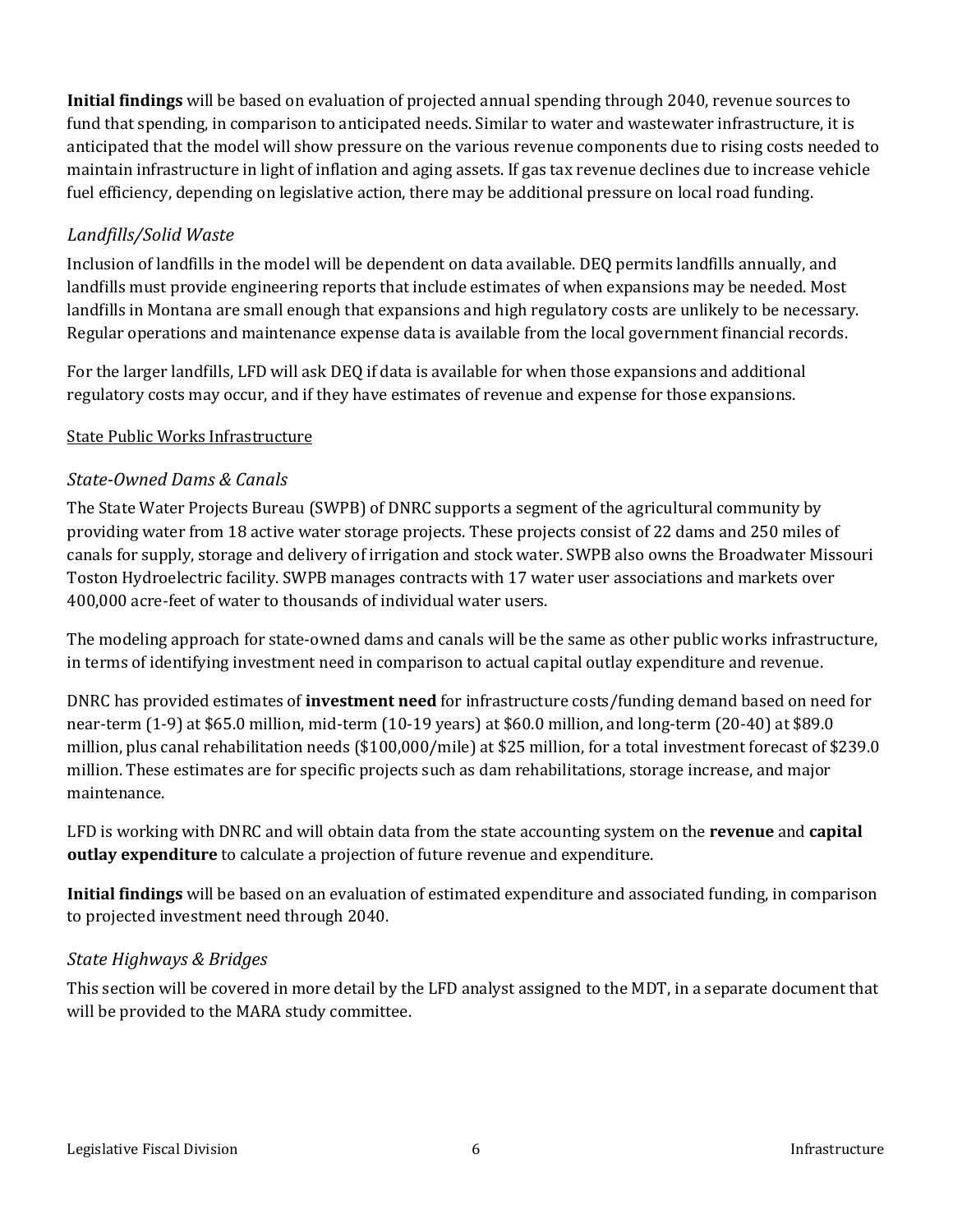**Initial findings** will be based on evaluation of projected annual spending through 2040, revenue sources to fund that spending, in comparison to anticipated needs. Similar to water and wastewater infrastructure, it is anticipated that the model will show pressure on the various revenue components due to rising costs needed to maintain infrastructure in light of inflation and aging assets. If gas tax revenue declines due to increase vehicle fuel efficiency, depending on legislative action, there may be additional pressure on local road funding.

### *Landfills/Solid Waste*

Inclusion of landfills in the model will be dependent on data available. DEQ permits landfills annually, and landfills must provide engineering reports that include estimates of when expansions may be needed. Most landfills in Montana are small enough that expansions and high regulatory costs are unlikely to be necessary. Regular operations and maintenance expense data is available from the local government financial records.

For the larger landfills, LFD will ask DEQ if data is available for when those expansions and additional regulatory costs may occur, and if they have estimates of revenue and expense for those expansions.

## <u>State Public Works Infrastructure</u>

### *State-Owned Dams & Canals*

The State Water Projects Bureau (SWPB) of DNRC supports a segment of the agricultural community by providing water from 18 active water storage projects. These projects consist of 22 dams and 250 miles of canals for supply, storage and delivery of irrigation and stock water. SWPB also owns the Broadwater Missouri Toston Hydroelectric facility. SWPB manages contracts with 17 water user associations and markets over 400,000 acre-feet of water to thousands of individual water users.

The modeling approach for state-owned dams and canals will be the same as other public works infrastructure, in terms of identifying investment need in comparison to actual capital outlay expenditure and revenue.

DNRC has provided estimates of **investment need** for infrastructure costs/funding demand based on need for near-term (1-9) at $65.0 million, mid-term (10-19 years) at $60.0 million, and long-term (20-40) at $89.0 million, plus canal rehabilitation needs ($100,000/mile) at $25 million, for a total investment forecast of $239.0 million. These estimates are for specific projects such as dam rehabilitations, storage increase, and major maintenance.

LFD is working with DNRC and will obtain data from the state accounting system on the **revenue** and **capital outlay expenditure** to calculate a projection of future revenue and expenditure.

**Initial findings** will be based on an evaluation of estimated expenditure and associated funding, in comparison to projected investment need through 2040.

### *State Highways & Bridges*

This section will be covered in more detail by the LFD analyst assigned to the MDT, in a separate document that will be provided to the MARA study committee.